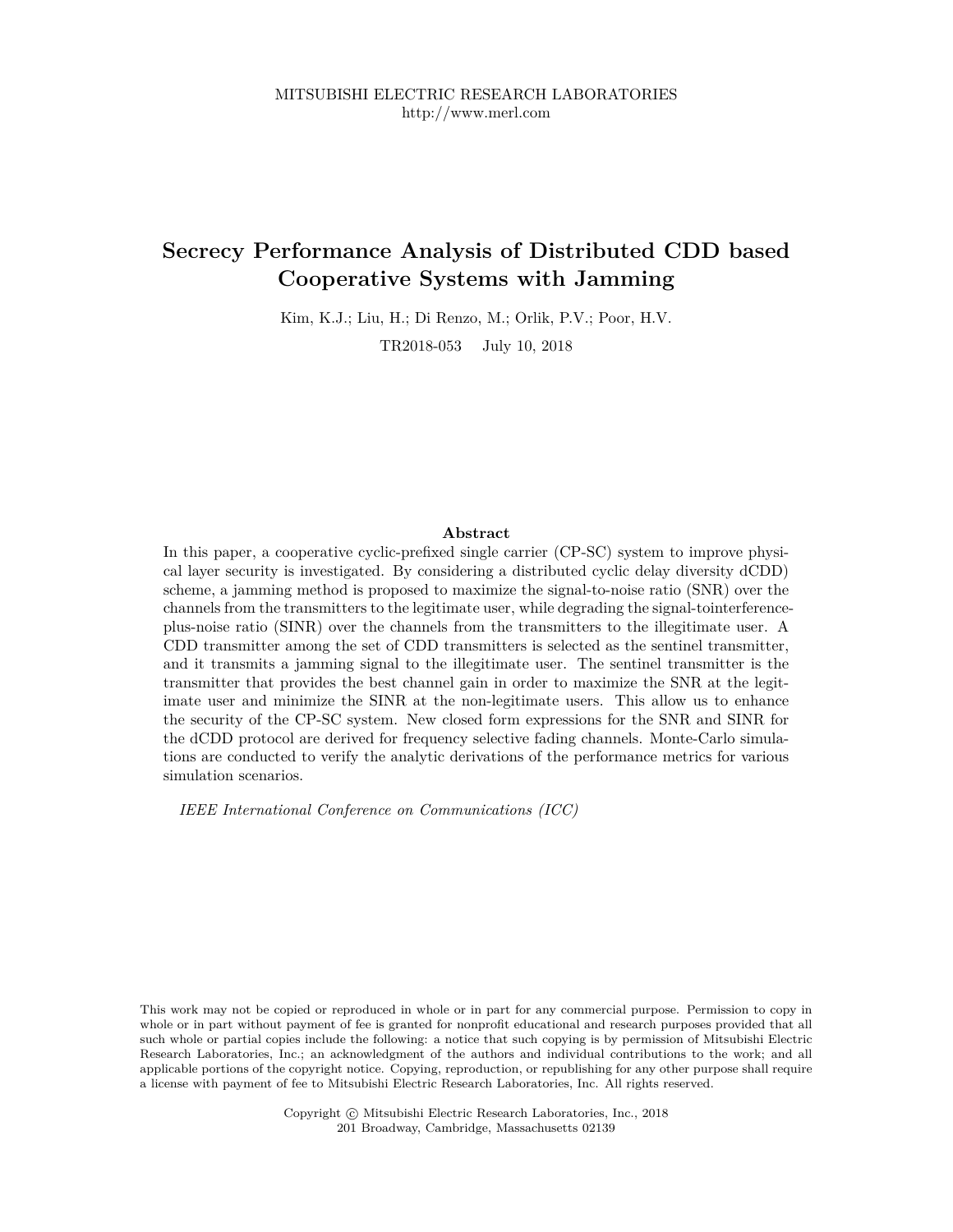MITSUBISHI ELECTRIC RESEARCH LABORATORIES
http://www.merl.com

# Secrecy Performance Analysis of Distributed CDD based Cooperative Systems with Jamming

Kim, K.J.; Liu, H.; Di Renzo, M.; Orlik, P.V.; Poor, H.V.

TR2018-053 July 10, 2018

### Abstract

In this paper, a cooperative cyclic-prefixed single carrier (CP-SC) system to improve physical layer security is investigated. By considering a distributed cyclic delay diversity dCDD) scheme, a jamming method is proposed to maximize the signal-to-noise ratio (SNR) over the channels from the transmitters to the legitimate user, while degrading the signal-tointerference-plus-noise ratio (SINR) over the channels from the transmitters to the illegitimate user. A CDD transmitter among the set of CDD transmitters is selected as the sentinel transmitter, and it transmits a jamming signal to the illegitimate user. The sentinel transmitter is the transmitter that provides the best channel gain in order to maximize the SNR at the legitimate user and minimize the SINR at the non-legitimate users. This allow us to enhance the security of the CP-SC system. New closed form expressions for the SNR and SINR for the dCDD protocol are derived for frequency selective fading channels. Monte-Carlo simulations are conducted to verify the analytic derivations of the performance metrics for various simulation scenarios.

*IEEE International Conference on Communications (ICC)*

This work may not be copied or reproduced in whole or in part for any commercial purpose. Permission to copy in whole or in part without payment of fee is granted for nonprofit educational and research purposes provided that all such whole or partial copies include the following: a notice that such copying is by permission of Mitsubishi Electric Research Laboratories, Inc.; an acknowledgment of the authors and individual contributions to the work; and all applicable portions of the copyright notice. Copying, reproduction, or republishing for any other purpose shall require a license with payment of fee to Mitsubishi Electric Research Laboratories, Inc. All rights reserved.

Copyright © Mitsubishi Electric Research Laboratories, Inc., 2018
201 Broadway, Cambridge, Massachusetts 02139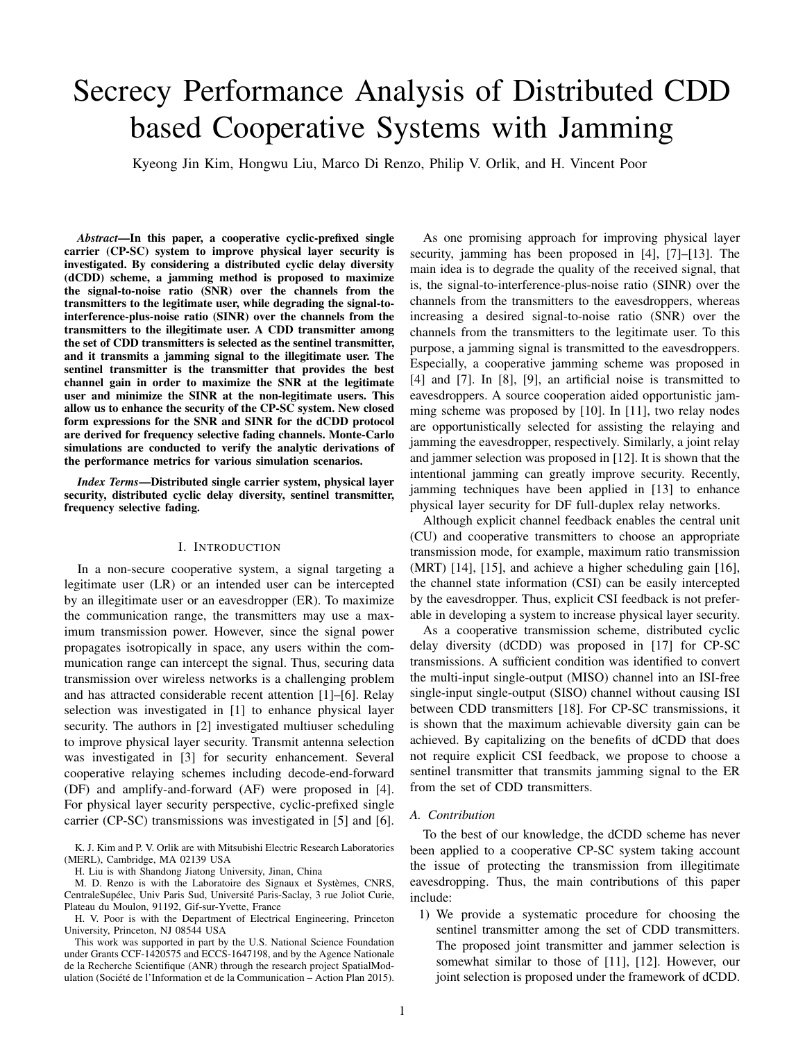# Secrecy Performance Analysis of Distributed CDD based Cooperative Systems with Jamming

Kyeong Jin Kim, Hongwu Liu, Marco Di Renzo, Philip V. Orlik, and H. Vincent Poor

***Abstract*—In this paper, a cooperative cyclic-prefixed single carrier (CP-SC) system to improve physical layer security is investigated. By considering a distributed cyclic delay diversity (dCDD) scheme, a jamming method is proposed to maximize the signal-to-noise ratio (SNR) over the channels from the transmitters to the legitimate user, while degrading the signal-to-interference-plus-noise ratio (SINR) over the channels from the transmitters to the illegitimate user. A CDD transmitter among the set of CDD transmitters is selected as the sentinel transmitter, and it transmits a jamming signal to the illegitimate user. The sentinel transmitter is the transmitter that provides the best channel gain in order to maximize the SNR at the legitimate user and minimize the SINR at the non-legitimate users. This allow us to enhance the security of the CP-SC system. New closed form expressions for the SNR and SINR for the dCDD protocol are derived for frequency selective fading channels. Monte-Carlo simulations are conducted to verify the analytic derivations of the performance metrics for various simulation scenarios.**

***Index Terms*—Distributed single carrier system, physical layer security, distributed cyclic delay diversity, sentinel transmitter, frequency selective fading.**

## I. Introduction

In a non-secure cooperative system, a signal targeting a legitimate user (LR) or an intended user can be intercepted by an illegitimate user or an eavesdropper (ER). To maximize the communication range, the transmitters may use a maximum transmission power. However, since the signal power propagates isotropically in space, any users within the communication range can intercept the signal. Thus, securing data transmission over wireless networks is a challenging problem and has attracted considerable recent attention [1]–[6]. Relay selection was investigated in [1] to enhance physical layer security. The authors in [2] investigated multiuser scheduling to improve physical layer security. Transmit antenna selection was investigated in [3] for security enhancement. Several cooperative relaying schemes including decode-end-forward (DF) and amplify-and-forward (AF) were proposed in [4]. For physical layer security perspective, cyclic-prefixed single carrier (CP-SC) transmissions was investigated in [5] and [6].

As one promising approach for improving physical layer security, jamming has been proposed in [4], [7]–[13]. The main idea is to degrade the quality of the received signal, that is, the signal-to-interference-plus-noise ratio (SINR) over the channels from the transmitters to the eavesdroppers, whereas increasing a desired signal-to-noise ratio (SNR) over the channels from the transmitters to the legitimate user. To this purpose, a jamming signal is transmitted to the eavesdroppers. Especially, a cooperative jamming scheme was proposed in [4] and [7]. In [8], [9], an artificial noise is transmitted to eavesdroppers. A source cooperation aided opportunistic jamming scheme was proposed by [10]. In [11], two relay nodes are opportunistically selected for assisting the relaying and jamming the eavesdropper, respectively. Similarly, a joint relay and jammer selection was proposed in [12]. It is shown that the intentional jamming can greatly improve security. Recently, jamming techniques have been applied in [13] to enhance physical layer security for DF full-duplex relay networks.

Although explicit channel feedback enables the central unit (CU) and cooperative transmitters to choose an appropriate transmission mode, for example, maximum ratio transmission (MRT) [14], [15], and achieve a higher scheduling gain [16], the channel state information (CSI) can be easily intercepted by the eavesdropper. Thus, explicit CSI feedback is not preferable in developing a system to increase physical layer security.

As a cooperative transmission scheme, distributed cyclic delay diversity (dCDD) was proposed in [17] for CP-SC transmissions. A sufficient condition was identified to convert the multi-input single-output (MISO) channel into an ISI-free single-input single-output (SISO) channel without causing ISI between CDD transmitters [18]. For CP-SC transmissions, it is shown that the maximum achievable diversity gain can be achieved. By capitalizing on the benefits of dCDD that does not require explicit CSI feedback, we propose to choose a sentinel transmitter that transmits jamming signal to the ER from the set of CDD transmitters.

### A. Contribution

To the best of our knowledge, the dCDD scheme has never been applied to a cooperative CP-SC system taking account the issue of protecting the transmission from illegitimate eavesdropping. Thus, the main contributions of this paper include:

1) We provide a systematic procedure for choosing the sentinel transmitter among the set of CDD transmitters. The proposed joint transmitter and jammer selection is somewhat similar to those of [11], [12]. However, our joint selection is proposed under the framework of dCDD.

K. J. Kim and P. V. Orlik are with Mitsubishi Electric Research Laboratories (MERL), Cambridge, MA 02139 USA

H. Liu is with Shandong Jiatong University, Jinan, China

M. D. Renzo is with the Laboratoire des Signaux et Systèmes, CNRS, CentraleSupélec, Univ Paris Sud, Université Paris-Saclay, 3 rue Joliot Curie, Plateau du Moulon, 91192, Gif-sur-Yvette, France

H. V. Poor is with the Department of Electrical Engineering, Princeton University, Princeton, NJ 08544 USA

This work was supported in part by the U.S. National Science Foundation under Grants CCF-1420575 and ECCS-1647198, and by the Agence Nationale de la Recherche Scientifique (ANR) through the research project SpatialModulation (Société de l'Information et de la Communication – Action Plan 2015).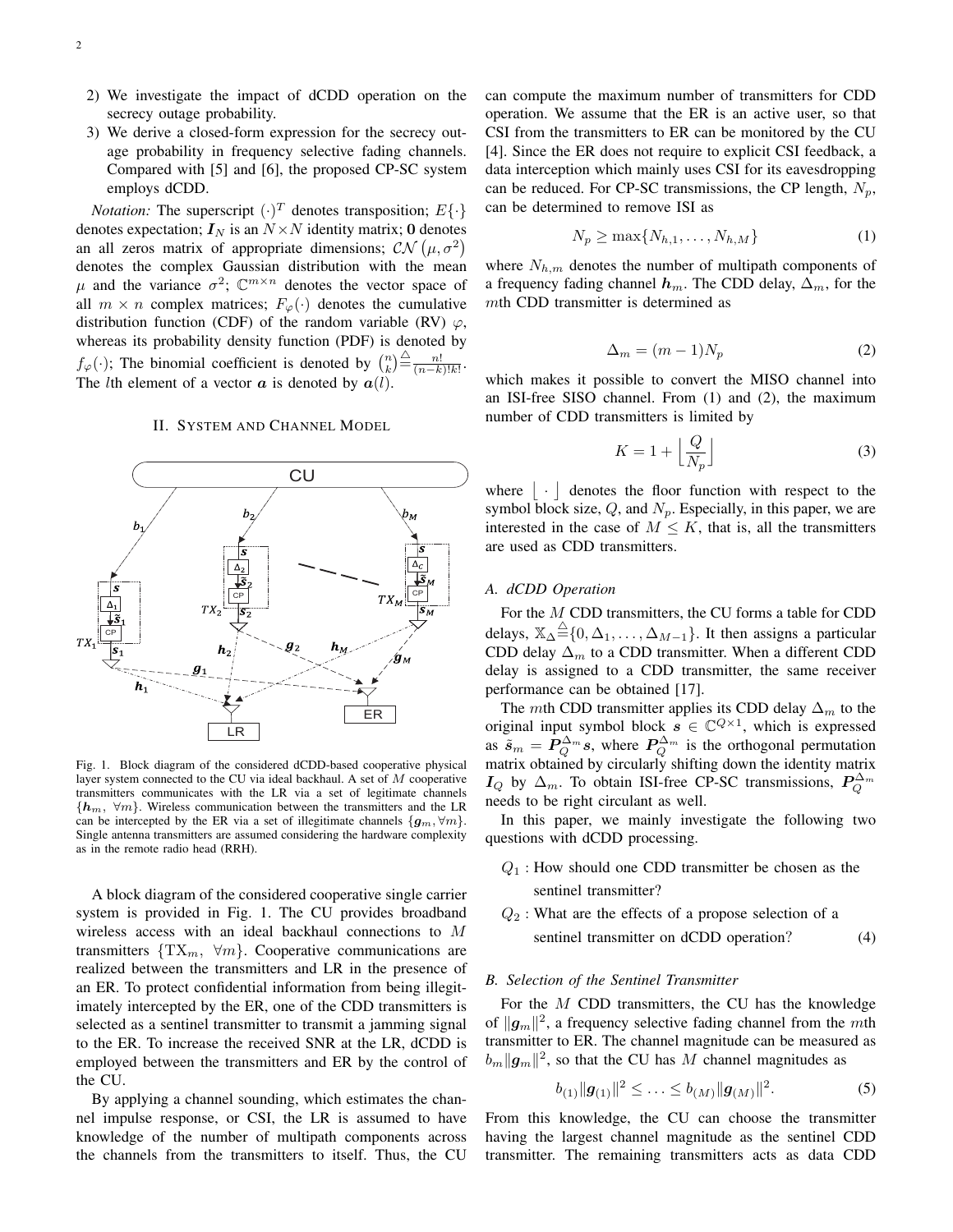2) We investigate the impact of dCDD operation on the secrecy outage probability.
3) We derive a closed-form expression for the secrecy outage probability in frequency selective fading channels. Compared with [5] and [6], the proposed CP-SC system employs dCDD.

*Notation:* The superscript $(\cdot)^T$ denotes transposition; $E\{\cdot\}$ denotes expectation; $\boldsymbol{I}_N$ is an $N \times N$ identity matrix; $\boldsymbol{0}$ denotes an all zeros matrix of appropriate dimensions; $\mathcal{CN}\left(\mu, \sigma^2\right)$ denotes the complex Gaussian distribution with the mean $\mu$ and the variance $\sigma^2$; $\mathbb{C}^{m\times n}$ denotes the vector space of all $m \times n$ complex matrices; $F_{\varphi}(\cdot)$ denotes the cumulative distribution function (CDF) of the random variable (RV) $\varphi$, whereas its probability density function (PDF) is denoted by $f_{\varphi}(\cdot)$; The binomial coefficient is denoted by $\binom{n}{k} \stackrel{\triangle}{=} \frac{n!}{(n-k)!k!}$. The $l$th element of a vector $\boldsymbol{a}$ is denoted by $\boldsymbol{a}(l)$.

## II. System and Channel Model

Fig. 1. Block diagram of the considered dCDD-based cooperative physical layer system connected to the CU via ideal backhaul. A set of $M$ cooperative transmitters communicates with the LR via a set of legitimate channels $\{\boldsymbol{h}_m, \forall m\}$. Wireless communication between the transmitters and the LR can be intercepted by the ER via a set of illegitimate channels $\{\boldsymbol{g}_m, \forall m\}$. Single antenna transmitters are assumed considering the hardware complexity as in the remote radio head (RRH).

A block diagram of the considered cooperative single carrier system is provided in Fig. 1. The CU provides broadband wireless access with an ideal backhaul connections to $M$ transmitters $\{\text{TX}_m, \forall m\}$. Cooperative communications are realized between the transmitters and LR in the presence of an ER. To protect confidential information from being illegitimately intercepted by the ER, one of the CDD transmitters is selected as a sentinel transmitter to transmit a jamming signal to the ER. To increase the received SNR at the LR, dCDD is employed between the transmitters and ER by the control of the CU.

By applying a channel sounding, which estimates the channel impulse response, or CSI, the LR is assumed to have knowledge of the number of multipath components across the channels from the transmitters to itself. Thus, the CU can compute the maximum number of transmitters for CDD operation. We assume that the ER is an active user, so that CSI from the transmitters to ER can be monitored by the CU [4]. Since the ER does not require to explicit CSI feedback, a data interception which mainly uses CSI for its eavesdropping can be reduced. For CP-SC transmissions, the CP length, $N_p$, can be determined to remove ISI as

$$N_p \geq \max\{N_{h,1}, \ldots, N_{h,M}\} \tag{1}$$

where $N_{h,m}$ denotes the number of multipath components of a frequency fading channel $\boldsymbol{h}_m$. The CDD delay, $\Delta_m$, for the $m$th CDD transmitter is determined as

$$\Delta_m = (m-1)N_p \tag{2}$$

which makes it possible to convert the MISO channel into an ISI-free SISO channel. From (1) and (2), the maximum number of CDD transmitters is limited by

$$K = 1 + \left\lfloor \frac{Q}{N_p} \right\rfloor \tag{3}$$

where $\lfloor \cdot \rfloor$ denotes the floor function with respect to the symbol block size, $Q$, and $N_p$. Especially, in this paper, we are interested in the case of $M \leq K$, that is, all the transmitters are used as CDD transmitters.

### A. dCDD Operation

For the $M$ CDD transmitters, the CU forms a table for CDD delays, $\mathbb{X}_\Delta \stackrel{\triangle}{=} \{0, \Delta_1, \ldots, \Delta_{M-1}\}$. It then assigns a particular CDD delay $\Delta_m$ to a CDD transmitter. When a different CDD delay is assigned to a CDD transmitter, the same receiver performance can be obtained [17].

The $m$th CDD transmitter applies its CDD delay $\Delta_m$ to the original input symbol block $\boldsymbol{s} \in \mathbb{C}^{Q\times 1}$, which is expressed as $\tilde{\boldsymbol{s}}_m = \boldsymbol{P}_Q^{\Delta_m}\boldsymbol{s}$, where $\boldsymbol{P}_Q^{\Delta_m}$ is the orthogonal permutation matrix obtained by circularly shifting down the identity matrix $\boldsymbol{I}_Q$ by $\Delta_m$. To obtain ISI-free CP-SC transmissions, $\boldsymbol{P}_Q^{\Delta_m}$ needs to be right circulant as well.

In this paper, we mainly investigate the following two questions with dCDD processing.

$$\begin{aligned} Q_1 &: \text{How should one CDD transmitter be chosen as the sentinel transmitter?} \\ Q_2 &: \text{What are the effects of a propose selection of a sentinel transmitter on dCDD operation?} \end{aligned} \tag{4}$$

### B. Selection of the Sentinel Transmitter

For the $M$ CDD transmitters, the CU has the knowledge of $\|\boldsymbol{g}_m\|^2$, a frequency selective fading channel from the $m$th transmitter to ER. The channel magnitude can be measured as $b_m\|\boldsymbol{g}_m\|^2$, so that the CU has $M$ channel magnitudes as

$$b_{(1)}\|\boldsymbol{g}_{(1)}\|^2 \leq \ldots \leq b_{(M)}\|\boldsymbol{g}_{(M)}\|^2. \tag{5}$$

From this knowledge, the CU can choose the transmitter having the largest channel magnitude as the sentinel CDD transmitter. The remaining transmitters acts as data CDD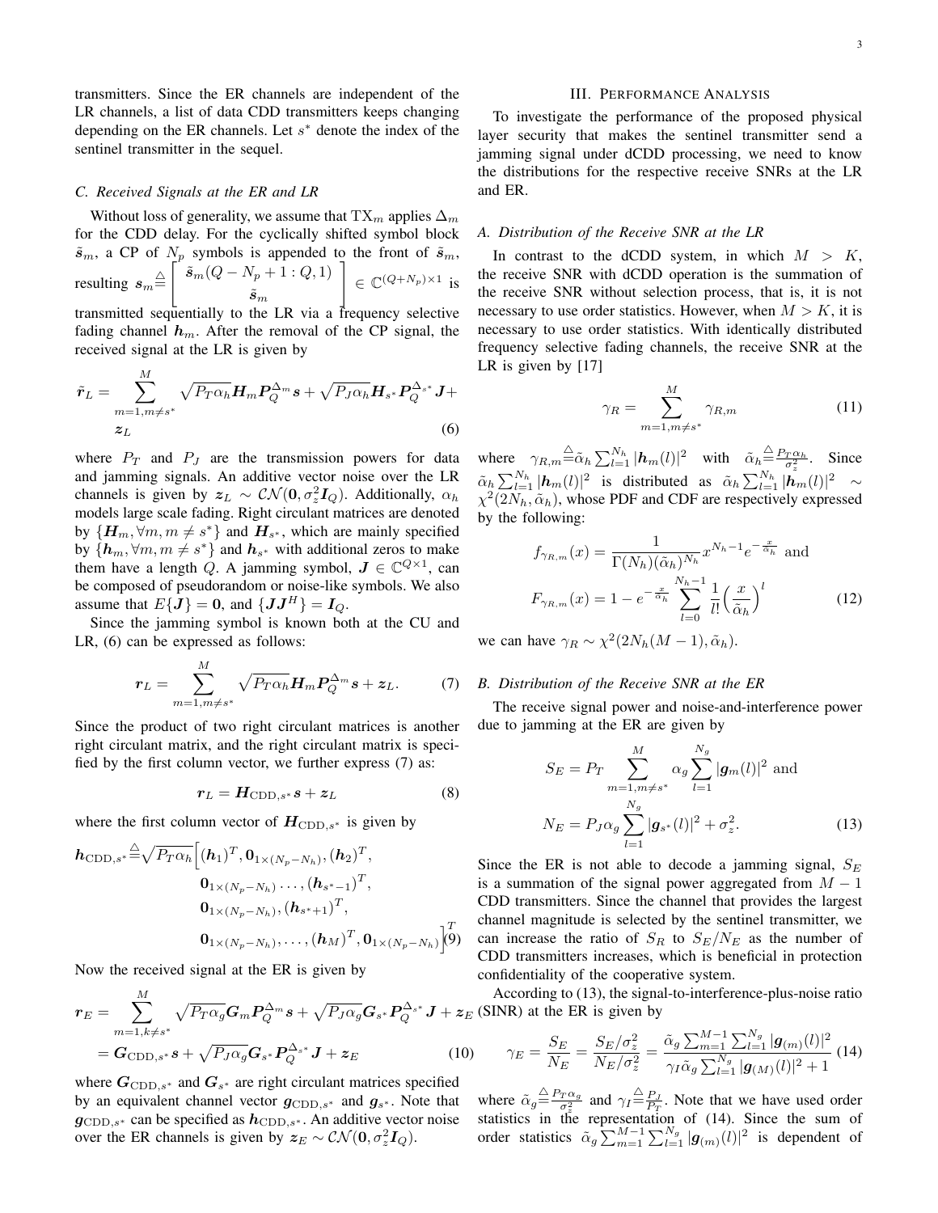transmitters. Since the ER channels are independent of the LR channels, a list of data CDD transmitters keeps changing depending on the ER channels. Let $s^*$ denote the index of the sentinel transmitter in the sequel.

### C. Received Signals at the ER and LR

Without loss of generality, we assume that $\text{TX}_m$ applies $\Delta_m$ for the CDD delay. For the cyclically shifted symbol block $\tilde{\boldsymbol{s}}_m$, a CP of $N_p$ symbols is appended to the front of $\tilde{\boldsymbol{s}}_m$, resulting $\boldsymbol{s}_m \overset{\triangle}{=} \begin{bmatrix} \tilde{\boldsymbol{s}}_m(Q-N_p+1:Q,1) \\ \tilde{\boldsymbol{s}}_m \end{bmatrix} \in \mathbb{C}^{(Q+N_p)\times 1}$ is transmitted sequentially to the LR via a frequency selective fading channel $\boldsymbol{h}_m$. After the removal of the CP signal, the received signal at the LR is given by

$$\tilde{\boldsymbol{r}}_L = \sum_{m=1, m\neq s^*}^{M} \sqrt{P_T \alpha_h} \boldsymbol{H}_m \boldsymbol{P}_Q^{\Delta_m} \boldsymbol{s} + \sqrt{P_J \alpha_h} \boldsymbol{H}_{s^*} \boldsymbol{P}_Q^{\Delta_{s^*}} \boldsymbol{J} + \boldsymbol{z}_L \tag{6}$$

where $P_T$ and $P_J$ are the transmission powers for data and jamming signals. An additive vector noise over the LR channels is given by $\boldsymbol{z}_L \sim \mathcal{CN}(\boldsymbol{0}, \sigma_z^2 \boldsymbol{I}_Q)$. Additionally, $\alpha_h$ models large scale fading. Right circulant matrices are denoted by $\{\boldsymbol{H}_m, \forall m, m \neq s^*\}$ and $\boldsymbol{H}_{s^*}$, which are mainly specified by $\{\boldsymbol{h}_m, \forall m, m \neq s^*\}$ and $\boldsymbol{h}_{s^*}$ with additional zeros to make them have a length $Q$. A jamming symbol, $\boldsymbol{J} \in \mathbb{C}^{Q\times 1}$, can be composed of pseudorandom or noise-like symbols. We also assume that $E\{\boldsymbol{J}\} = \boldsymbol{0}$, and $\{\boldsymbol{J}\boldsymbol{J}^H\} = \boldsymbol{I}_Q$.

Since the jamming symbol is known both at the CU and LR, (6) can be expressed as follows:

$$\boldsymbol{r}_L = \sum_{m=1, m\neq s^*}^{M} \sqrt{P_T \alpha_h} \boldsymbol{H}_m \boldsymbol{P}_Q^{\Delta_m} \boldsymbol{s} + \boldsymbol{z}_L. \tag{7}$$

Since the product of two right circulant matrices is another right circulant matrix, and the right circulant matrix is specified by the first column vector, we further express (7) as:

$$\boldsymbol{r}_L = \boldsymbol{H}_{\text{CDD}, s^*} \boldsymbol{s} + \boldsymbol{z}_L \tag{8}$$

where the first column vector of $\boldsymbol{H}_{\text{CDD}, s^*}$ is given by

$$\begin{aligned}\boldsymbol{h}_{\text{CDD}, s^*} \overset{\triangle}{=} \sqrt{P_T \alpha_h} \Big[ &(\boldsymbol{h}_1)^T, \boldsymbol{0}_{1\times(N_p - N_h)}, (\boldsymbol{h}_2)^T, \\ &\boldsymbol{0}_{1\times(N_p - N_h)} \ldots, (\boldsymbol{h}_{s^*-1})^T, \\ &\boldsymbol{0}_{1\times(N_p - N_h)}, (\boldsymbol{h}_{s^*+1})^T, \\ &\boldsymbol{0}_{1\times(N_p - N_h)}, \ldots, (\boldsymbol{h}_M)^T, \boldsymbol{0}_{1\times(N_p - N_h)} \Big]^T \end{aligned} \tag{9}$$

Now the received signal at the ER is given by

$$\begin{aligned}\boldsymbol{r}_E &= \sum_{m=1, k\neq s^*}^{M} \sqrt{P_T \alpha_g} \boldsymbol{G}_m \boldsymbol{P}_Q^{\Delta_m} \boldsymbol{s} + \sqrt{P_J \alpha_g} \boldsymbol{G}_{s^*} \boldsymbol{P}_Q^{\Delta_{s^*}} \boldsymbol{J} + \boldsymbol{z}_E \\ &= \boldsymbol{G}_{\text{CDD}, s^*} \boldsymbol{s} + \sqrt{P_J \alpha_g} \boldsymbol{G}_{s^*} \boldsymbol{P}_Q^{\Delta_{s^*}} \boldsymbol{J} + \boldsymbol{z}_E \end{aligned} \tag{10}$$

where $\boldsymbol{G}_{\text{CDD}, s^*}$ and $\boldsymbol{G}_{s^*}$ are right circulant matrices specified by an equivalent channel vector $\boldsymbol{g}_{\text{CDD}, s^*}$ and $\boldsymbol{g}_{s^*}$. Note that $\boldsymbol{g}_{\text{CDD}, s^*}$ can be specified as $\boldsymbol{h}_{\text{CDD}, s^*}$. An additive vector noise over the ER channels is given by $\boldsymbol{z}_E \sim \mathcal{CN}(\boldsymbol{0}, \sigma_z^2 \boldsymbol{I}_Q)$.

## III. Performance Analysis

To investigate the performance of the proposed physical layer security that makes the sentinel transmitter send a jamming signal under dCDD processing, we need to know the distributions for the respective receive SNRs at the LR and ER.

### A. Distribution of the Receive SNR at the LR

In contrast to the dCDD system, in which $M > K$, the receive SNR with dCDD operation is the summation of the receive SNR without selection process, that is, it is not necessary to use order statistics. However, when $M > K$, it is necessary to use order statistics. With identically distributed frequency selective fading channels, the receive SNR at the LR is given by [17]

$$\gamma_R = \sum_{m=1, m\neq s^*}^{M} \gamma_{R,m} \tag{11}$$

where $\gamma_{R,m} \overset{\triangle}{=} \tilde{\alpha}_h \sum_{l=1}^{N_h} |\boldsymbol{h}_m(l)|^2$ with $\tilde{\alpha}_h \overset{\triangle}{=} \frac{P_T \alpha_h}{\sigma_z^2}$. Since $\tilde{\alpha}_h \sum_{l=1}^{N_h} |\boldsymbol{h}_m(l)|^2$ is distributed as $\tilde{\alpha}_h \sum_{l=1}^{N_h} |\boldsymbol{h}_m(l)|^2 \sim \chi^2(2N_h, \tilde{\alpha}_h)$, whose PDF and CDF are respectively expressed by the following:

$$\begin{aligned} f_{\gamma_{R,m}}(x) &= \frac{1}{\Gamma(N_h)(\tilde{\alpha}_h)^{N_h}} x^{N_h - 1} e^{-\frac{x}{\tilde{\alpha}_h}} \text{ and} \\ F_{\gamma_{R,m}}(x) &= 1 - e^{-\frac{x}{\tilde{\alpha}_h}} \sum_{l=0}^{N_h - 1} \frac{1}{l!} \Big(\frac{x}{\tilde{\alpha}_h}\Big)^l \end{aligned} \tag{12}$$

we can have $\gamma_R \sim \chi^2(2N_h(M-1), \tilde{\alpha}_h)$.

### B. Distribution of the Receive SNR at the ER

The receive signal power and noise-and-interference power due to jamming at the ER are given by

$$\begin{aligned} S_E &= P_T \sum_{m=1, m\neq s^*}^{M} \alpha_g \sum_{l=1}^{N_g} |\boldsymbol{g}_m(l)|^2 \text{ and} \\ N_E &= P_J \alpha_g \sum_{l=1}^{N_g} |\boldsymbol{g}_{s^*}(l)|^2 + \sigma_z^2. \end{aligned} \tag{13}$$

Since the ER is not able to decode a jamming signal, $S_E$ is a summation of the signal power aggregated from $M-1$ CDD transmitters. Since the channel that provides the largest channel magnitude is selected by the sentinel transmitter, we can increase the ratio of $S_R$ to $S_E/N_E$ as the number of CDD transmitters increases, which is beneficial in protection confidentiality of the cooperative system.

According to (13), the signal-to-interference-plus-noise ratio (SINR) at the ER is given by

$$\gamma_E = \frac{S_E}{N_E} = \frac{S_E/\sigma_z^2}{N_E/\sigma_z^2} = \frac{\tilde{\alpha}_g \sum_{m=1}^{M-1} \sum_{l=1}^{N_g} |\boldsymbol{g}_{(m)}(l)|^2}{\gamma_I \tilde{\alpha}_g \sum_{l=1}^{N_g} |\boldsymbol{g}_{(M)}(l)|^2 + 1} \tag{14}$$

where $\tilde{\alpha}_g \overset{\triangle}{=} \frac{P_T \alpha_g}{\sigma_z^2}$ and $\gamma_I \overset{\triangle}{=} \frac{P_J}{P_T}$. Note that we have used order statistics in the representation of (14). Since the sum of order statistics $\tilde{\alpha}_g \sum_{m=1}^{M-1} \sum_{l=1}^{N_g} |\boldsymbol{g}_{(m)}(l)|^2$ is dependent of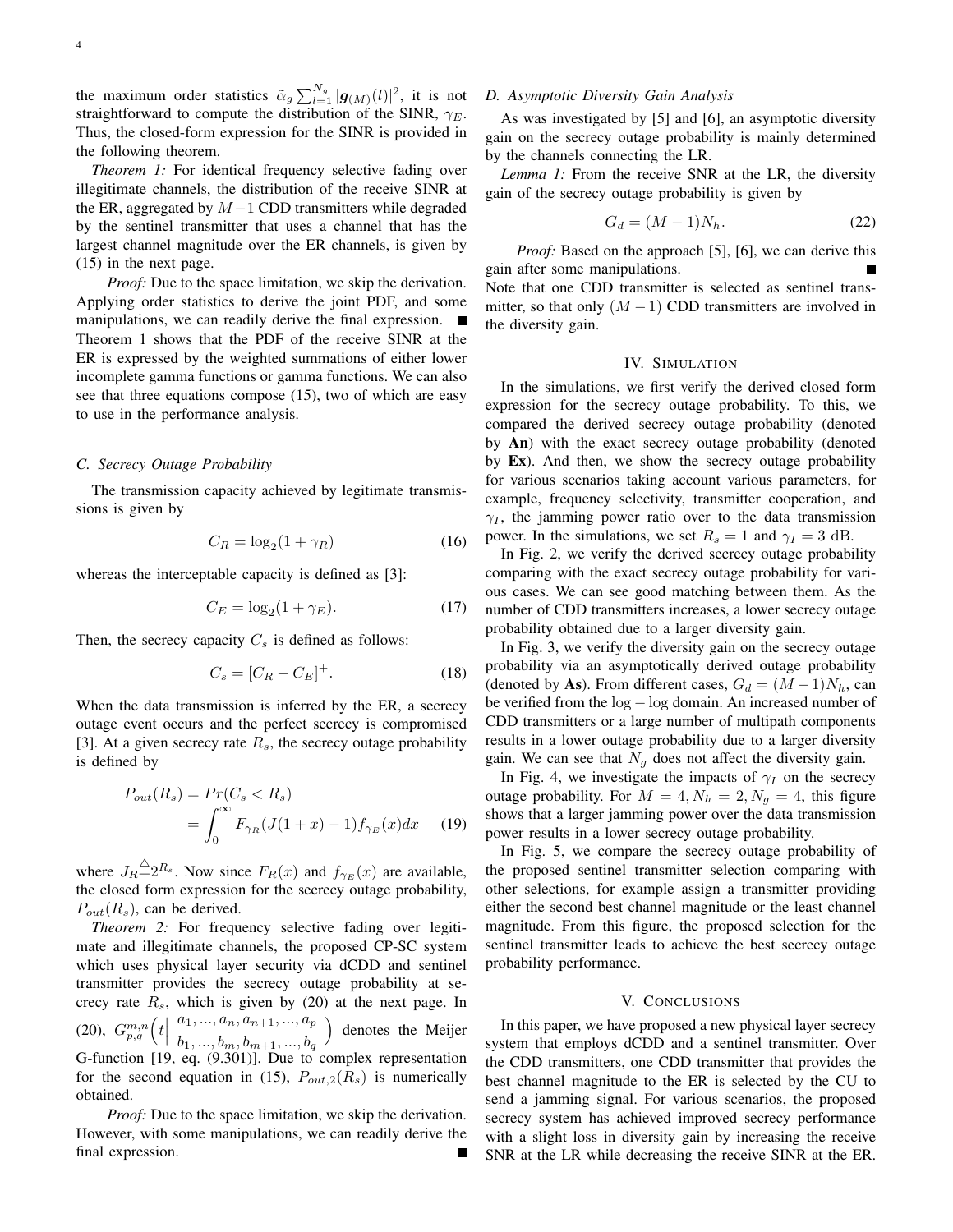the maximum order statistics $\tilde{\alpha}_g \sum_{l=1}^{N_g} |\boldsymbol{g}_{(M)}(l)|^2$, it is not straightforward to compute the distribution of the SINR, $\gamma_E$. Thus, the closed-form expression for the SINR is provided in the following theorem.

*Theorem 1:* For identical frequency selective fading over illegitimate channels, the distribution of the receive SINR at the ER, aggregated by $M-1$ CDD transmitters while degraded by the sentinel transmitter that uses a channel that has the largest channel magnitude over the ER channels, is given by (15) in the next page.

*Proof:* Due to the space limitation, we skip the derivation. Applying order statistics to derive the joint PDF, and some manipulations, we can readily derive the final expression. ■

Theorem 1 shows that the PDF of the receive SINR at the ER is expressed by the weighted summations of either lower incomplete gamma functions or gamma functions. We can also see that three equations compose (15), two of which are easy to use in the performance analysis.

### C. Secrecy Outage Probability

The transmission capacity achieved by legitimate transmissions is given by

$$C_R = \log_2(1 + \gamma_R) \tag{16}$$

whereas the interceptable capacity is defined as [3]:

$$C_E = \log_2(1 + \gamma_E). \tag{17}$$

Then, the secrecy capacity $C_s$ is defined as follows:

$$C_s = [C_R - C_E]^+. \tag{18}$$

When the data transmission is inferred by the ER, a secrecy outage event occurs and the perfect secrecy is compromised [3]. At a given secrecy rate $R_s$, the secrecy outage probability is defined by

$$\begin{aligned} P_{out}(R_s) &= Pr(C_s < R_s) \\ &= \int_0^\infty F_{\gamma_R}(J(1+x)-1) f_{\gamma_E}(x) dx \end{aligned} \tag{19}$$

where $J_R \overset{\triangle}{=} 2^{R_s}$. Now since $F_R(x)$ and $f_{\gamma_E}(x)$ are available, the closed form expression for the secrecy outage probability, $P_{out}(R_s)$, can be derived.

*Theorem 2:* For frequency selective fading over legitimate and illegitimate channels, the proposed CP-SC system which uses physical layer security via dCDD and sentinel transmitter provides the secrecy outage probability at secrecy rate $R_s$, which is given by (20) at the next page. In (20), $G_{p,q}^{m,n}\left(t \middle| \begin{array}{c} a_1, ..., a_n, a_{n+1}, ..., a_p \\ b_1, ..., b_m, b_{m+1}, ..., b_q \end{array}\right)$ denotes the Meijer G-function [19, eq. (9.301)]. Due to complex representation for the second equation in (15), $P_{out,2}(R_s)$ is numerically obtained.

*Proof:* Due to the space limitation, we skip the derivation. However, with some manipulations, we can readily derive the final expression. ■

### D. Asymptotic Diversity Gain Analysis

As was investigated by [5] and [6], an asymptotic diversity gain on the secrecy outage probability is mainly determined by the channels connecting the LR.

*Lemma 1:* From the receive SNR at the LR, the diversity gain of the secrecy outage probability is given by

$$G_d = (M-1)N_h. \tag{22}$$

*Proof:* Based on the approach [5], [6], we can derive this gain after some manipulations. ■

Note that one CDD transmitter is selected as sentinel transmitter, so that only $(M-1)$ CDD transmitters are involved in the diversity gain.

## IV. Simulation

In the simulations, we first verify the derived closed form expression for the secrecy outage probability. To this, we compared the derived secrecy outage probability (denoted by **An**) with the exact secrecy outage probability (denoted by **Ex**). And then, we show the secrecy outage probability for various scenarios taking account various parameters, for example, frequency selectivity, transmitter cooperation, and $\gamma_I$, the jamming power ratio over to the data transmission power. In the simulations, we set $R_s = 1$ and $\gamma_I = 3$ dB.

In Fig. 2, we verify the derived secrecy outage probability comparing with the exact secrecy outage probability for various cases. We can see good matching between them. As the number of CDD transmitters increases, a lower secrecy outage probability obtained due to a larger diversity gain.

In Fig. 3, we verify the diversity gain on the secrecy outage probability via an asymptotically derived outage probability (denoted by **As**). From different cases, $G_d = (M-1)N_h$, can be verified from the $\log-\log$ domain. An increased number of CDD transmitters or a large number of multipath components results in a lower outage probability due to a larger diversity gain. We can see that $N_g$ does not affect the diversity gain.

In Fig. 4, we investigate the impacts of $\gamma_I$ on the secrecy outage probability. For $M = 4, N_h = 2, N_g = 4$, this figure shows that a larger jamming power over the data transmission power results in a lower secrecy outage probability.

In Fig. 5, we compare the secrecy outage probability of the proposed sentinel transmitter selection comparing with other selections, for example assign a transmitter providing either the second best channel magnitude or the least channel magnitude. From this figure, the proposed selection for the sentinel transmitter leads to achieve the best secrecy outage probability performance.

## V. Conclusions

In this paper, we have proposed a new physical layer secrecy system that employs dCDD and a sentinel transmitter. Over the CDD transmitters, one CDD transmitter that provides the best channel magnitude to the ER is selected by the CU to send a jamming signal. For various scenarios, the proposed secrecy system has achieved improved secrecy performance with a slight loss in diversity gain by increasing the receive SNR at the LR while decreasing the receive SINR at the ER.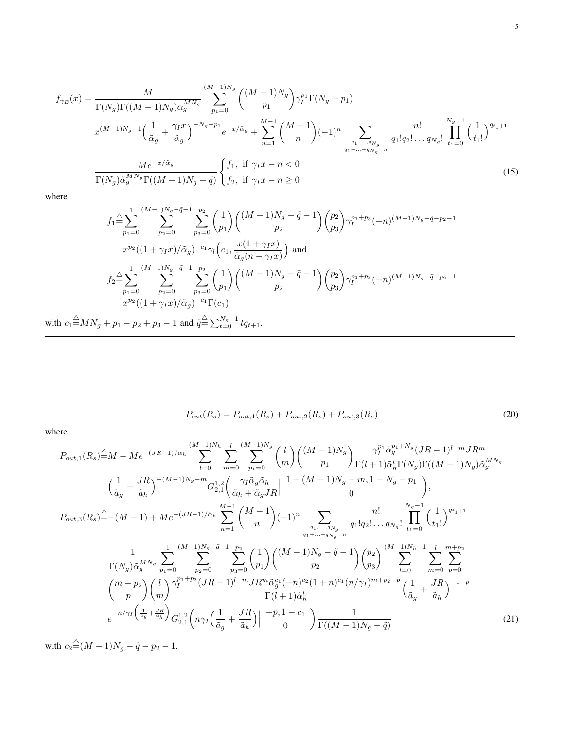$$
f_{\gamma_E}(x) = \frac{M}{\Gamma(N_g)\Gamma((M-1)N_g)\tilde{\alpha}_g^{MN_g}} \sum_{p_1=0}^{(M-1)N_g} \binom{(M-1)N_g}{p_1} \gamma_I^{p_1} \Gamma(N_g+p_1)
$$

$$
x^{(M-1)N_g-1}\Big(\frac{1}{\tilde{\alpha}_g}+\frac{\gamma_I x}{\tilde{\alpha}_g}\Big)^{-N_g-p_1} e^{-x/\tilde{\alpha}_g} + \sum_{n=1}^{M-1}\binom{M-1}{n}(-1)^n \sum_{\substack{q_1,\ldots,q_{N_g}\\ q_1+\ldots+q_{N_g}=n}} \frac{n!}{q_1!q_2!\ldots q_{N_g}!}\prod_{t_1=0}^{N_g-1}\Big(\frac{1}{t_1!}\Big)^{q_{t_1+1}}
$$

$$
\frac{Me^{-x/\tilde{\alpha}_g}}{\Gamma(N_g)\tilde{\alpha}_g^{MN_g}\Gamma((M-1)N_g-\tilde{q})}\begin{cases} f_1, \text{ if } \gamma_I x - n < 0 \\ f_2, \text{ if } \gamma_I x - n \geq 0 \end{cases} \tag{15}
$$

where

$$
f_1 \overset{\triangle}{=} \sum_{p_1=0}^{1} \sum_{p_2=0}^{(M-1)N_g-\tilde{q}-1} \sum_{p_3=0}^{p_2} \binom{1}{p_1}\binom{(M-1)N_g-\tilde{q}-1}{p_2}\binom{p_2}{p_3}\gamma_I^{p_1+p_3}(-n)^{(M-1)N_g-\tilde{q}-p_2-1}
$$

$$
x^{p_2}((1+\gamma_I x)/\tilde{\alpha}_g)^{-c_1}\gamma_l\Big(c_1, \frac{x(1+\gamma_I x)}{\tilde{\alpha}_g(n-\gamma_I x)}\Big) \text{ and}
$$

$$
f_2 \overset{\triangle}{=} \sum_{p_1=0}^{1} \sum_{p_2=0}^{(M-1)N_g-\tilde{q}-1} \sum_{p_3=0}^{p_2} \binom{1}{p_1}\binom{(M-1)N_g-\tilde{q}-1}{p_2}\binom{p_2}{p_3}\gamma_I^{p_1+p_3}(-n)^{(M-1)N_g-\tilde{q}-p_2-1}
$$

$$
x^{p_2}((1+\gamma_I x)/\tilde{\alpha}_g)^{-c_1}\Gamma(c_1)
$$

with $c_1 \overset{\triangle}{=} MN_g + p_1 - p_2 + p_3 - 1$ and $\tilde{q} \overset{\triangle}{=} \sum_{t=0}^{N_g-1} tq_{t+1}$.

$$
P_{out}(R_s) = P_{out,1}(R_s) + P_{out,2}(R_s) + P_{out,3}(R_s) \tag{20}
$$

where

$$
P_{out,1}(R_s) \overset{\triangle}{=} M - Me^{-(JR-1)/\tilde{\alpha}_h}\sum_{l=0}^{(M-1)N_h}\sum_{m=0}^{l}\sum_{p_1=0}^{(M-1)N_g}\binom{l}{m}\binom{(M-1)N_g}{p_1}\frac{\gamma_I^{p_1}\tilde{\alpha}_g^{p_1+N_g}(JR-1)^{l-m}JR^m}{\Gamma(l+1)\tilde{\alpha}_h^l\Gamma(N_g)\Gamma((M-1)N_g)\tilde{\alpha}_g^{MN_g}}
$$

$$
\Big(\frac{1}{\tilde{a}_g}+\frac{JR}{\tilde{a}_h}\Big)^{-(M-1)N_g-m} G_{2,1}^{1,2}\Big(\frac{\gamma_I\tilde{\alpha}_g\tilde{\alpha}_h}{\tilde{\alpha}_h+\tilde{\alpha}_g JR}\Big| \begin{array}{c} 1-(M-1)N_g-m, 1-N_g-p_1 \\ 0 \end{array}\Big),
$$

$$
P_{out,3}(R_s) \overset{\triangle}{=} -(M-1) + Me^{-(JR-1)/\tilde{\alpha}_h}\sum_{n=1}^{M-1}\binom{M-1}{n}(-1)^n\sum_{\substack{q_1,\ldots,q_{N_g}\\ q_1+\ldots+q_{N_g}=n}}\frac{n!}{q_1!q_2!\ldots q_{N_g}!}\prod_{t_1=0}^{N_g-1}\Big(\frac{1}{t_1!}\Big)^{q_{t_1+1}}
$$

$$
\frac{1}{\Gamma(N_g)\tilde{\alpha}_g^{MN_g}}\sum_{p_1=0}^{1}\sum_{p_2=0}^{(M-1)N_g-\tilde{q}-1}\sum_{p_3=0}^{p_2}\binom{1}{p_1}\binom{(M-1)N_g-\tilde{q}-1}{p_2}\binom{p_2}{p_3}\sum_{l=0}^{(M-1)N_h-1}\sum_{m=0}^{l}\sum_{p=0}^{m+p_2}
$$

$$
\binom{m+p_2}{p}\binom{l}{m}\frac{\gamma_I^{p_1+p_3}(JR-1)^{l-m}JR^m\tilde{\alpha}_g^{c_1}(-n)^{c_2}(1+n)^{c_1}(n/\gamma_I)^{m+p_2-p}}{\Gamma(l+1)\tilde{\alpha}_h^l}\Big(\frac{1}{\tilde{a}_g}+\frac{JR}{\tilde{a}_h}\Big)^{-1-p}
$$

$$
e^{-n/\gamma_I\left(\frac{1}{\tilde{a}_g}+\frac{JR}{\tilde{a}_h}\right)} G_{2,1}^{1,2}\Big(n\gamma_I\Big(\frac{1}{\tilde{a}_g}+\frac{JR}{\tilde{a}_h}\Big)\Big| \begin{array}{c} -p, 1-c_1 \\ 0 \end{array}\Big)\frac{1}{\Gamma((M-1)N_g-\tilde{q})} \tag{21}
$$

with $c_2 \overset{\triangle}{=} (M-1)N_g - \tilde{q} - p_2 - 1$.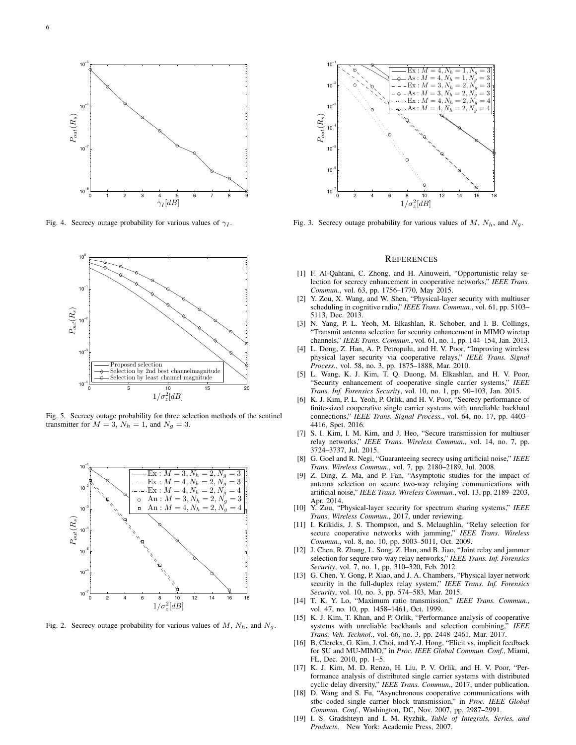$10^{-5}$

$10^{-6}$

$10^{-7}$

$10^{-8}$

0 1 2 3 4 5 6 7 8 9

$P_{out}(R_s)$

$\gamma_I [dB]$

Fig. 4. Secrecy outage probability for various values of $\gamma_I$.

$10^{0}$

$10^{-1}$

$10^{-2}$

$10^{-3}$

$10^{-4}$

0 5 10 15 20

$P_{out}(R_s)$

$1/\sigma_z^2 [dB]$

Proposed selection

Selection by 2nd best channelmagnitude

Selection by least channel magnitude

Fig. 5. Secrecy outage probability for three selection methods of the sentinel transmitter for $M = 3$, $N_h = 1$, and $N_g = 3$.

$10^{-1}$

$10^{-2}$

$10^{-3}$

$10^{-4}$

$10^{-5}$

$10^{-6}$

$10^{-7}$

0 2 4 6 8 10 12 14 16 18

$P_{out}(R_s)$

$1/\sigma_z^2 [dB]$

$\mathrm{Ex} : M = 3, N_h = 2, N_g = 3$

$\mathrm{Ex} : M = 4, N_h = 2, N_g = 3$

$\mathrm{Ex} : M = 4, N_h = 2, N_g = 4$

$\mathrm{An} : M = 3, N_h = 2, N_g = 3$

$\mathrm{An} : M = 4, N_h = 2, N_g = 4$

Fig. 2. Secrecy outage probability for various values of $M$, $N_h$, and $N_g$.

$10^{-1}$

$10^{-2}$

$10^{-3}$

$10^{-4}$

$10^{-5}$

$10^{-6}$

$10^{-7}$

0 2 4 6 8 10 12 14 16 18

$P_{out}(R_s)$

$1/\sigma_z^2 [dB]$

$\mathrm{Ex} : M = 4, N_h = 1, N_g = 3$

$\mathrm{As} : M = 4, N_h = 1, N_g = 3$

$\mathrm{Ex} : M = 3, N_h = 2, N_g = 3$

$\mathrm{As} : M = 3, N_h = 2, N_g = 3$

$\mathrm{Ex} : M = 4, N_h = 2, N_g = 4$

$\mathrm{As} : M = 4, N_h = 2, N_g = 4$

Fig. 3. Secrecy outage probability for various values of $M$, $N_h$, and $N_g$.

## References

[1] F. Al-Qahtani, C. Zhong, and H. Ainuweiri, "Opportunistic relay selection for secrecy enhancement in cooperative networks," *IEEE Trans. Commun.*, vol. 63, pp. 1756–1770, May 2015.

[2] Y. Zou, X. Wang, and W. Shen, "Physical-layer security with multiuser scheduling in cognitive radio," *IEEE Trans. Commun.*, vol. 61, pp. 5103–5113, Dec. 2013.

[3] N. Yang, P. L. Yeoh, M. Elkashlan, R. Schober, and I. B. Collings, "Transmit antenna selection for security enhancement in MIMO wiretap channels," *IEEE Trans. Commun.*, vol. 61, no. 1, pp. 144–154, Jan. 2013.

[4] L. Dong, Z. Han, A. P. Petropulu, and H. V. Poor, "Improving wireless physical layer security via cooperative relays," *IEEE Trans. Signal Process.*, vol. 58, no. 3, pp. 1875–1888, Mar. 2010.

[5] L. Wang, K. J. Kim, T. Q. Duong, M. Elkashlan, and H. V. Poor, "Security enhancement of cooperative single carrier systems," *IEEE Trans. Inf. Forensics Security*, vol. 10, no. 1, pp. 90–103, Jan. 2015.

[6] K. J. Kim, P. L. Yeoh, P. Orlik, and H. V. Poor, "Secrecy performance of finite-sized cooperative single carrier systems with unreliable backhaul connections," *IEEE Trans. Signal Process.*, vol. 64, no. 17, pp. 4403–4416, Spet. 2016.

[7] S. I. Kim, I. M. Kim, and J. Heo, "Secure transmission for multiuser relay networks," *IEEE Trans. Wireless Commun.*, vol. 14, no. 7, pp. 3724–3737, Jul. 2015.

[8] G. Goel and R. Negi, "Guaranteeing secrecy using artificial noise," *IEEE Trans. Wireless Commun.*, vol. 7, pp. 2180–2189, Jul. 2008.

[9] Z. Ding, Z. Ma, and P. Fan, "Asymptotic studies for the impact of antenna selection on secure two-way relaying communications with artificial noise," *IEEE Trans. Wireless Commun.*, vol. 13, pp. 2189–2203, Apr. 2014.

[10] Y. Zou, "Physical-layer security for spectrum sharing systems," *IEEE Trans. Wireless Commun.*, 2017, under reviewing.

[11] I. Krikidis, J. S. Thompson, and S. Mclaughlin, "Relay selection for secure cooperative networks with jamming," *IEEE Trans. Wireless Commun.*, vol. 8, no. 10, pp. 5003–5011, Oct. 2009.

[12] J. Chen, R. Zhang, L. Song, Z. Han, and B. Jiao, "Joint relay and jammer selection for sequre two-way relay networks," *IEEE Trans. Inf. Forensics Security*, vol. 7, no. 1, pp. 310–320, Feb. 2012.

[13] G. Chen, Y. Gong, P. Xiao, and J. A. Chambers, "Physical layer network security in the full-duplex relay system," *IEEE Trans. Inf. Forensics Security*, vol. 10, no. 3, pp. 574–583, Mar. 2015.

[14] T. K. Y. Lo, "Maximum ratio transmission," *IEEE Trans. Commun.*, vol. 47, no. 10, pp. 1458–1461, Oct. 1999.

[15] K. J. Kim, T. Khan, and P. Orlik, "Performance analysis of cooperative systems with unreliable backhauls and selection combining," *IEEE Trans. Veh. Technol.*, vol. 66, no. 3, pp. 2448–2461, Mar. 2017.

[16] B. Clerckx, G. Kim, J. Choi, and Y.-J. Hong, "Elicit vs. implicit feedback for SU and MU-MIMO," in *Proc. IEEE Global Commun. Conf.*, Miami, FL, Dec. 2010, pp. 1–5.

[17] K. J. Kim, M. D. Renzo, H. Liu, P. V. Orlik, and H. V. Poor, "Performance analysis of distributed single carrier systems with distributed cyclic delay diversity," *IEEE Trans. Commun.*, 2017, under publication.

[18] D. Wang and S. Fu, "Asynchronous cooperative communications with stbc coded single carrier block transmission," in *Proc. IEEE Global Commun. Conf.*, Washington, DC, Nov. 2007, pp. 2987–2991.

[19] I. S. Gradshteyn and I. M. Ryzhik, *Table of Integrals, Series, and Products*. New York: Academic Press, 2007.